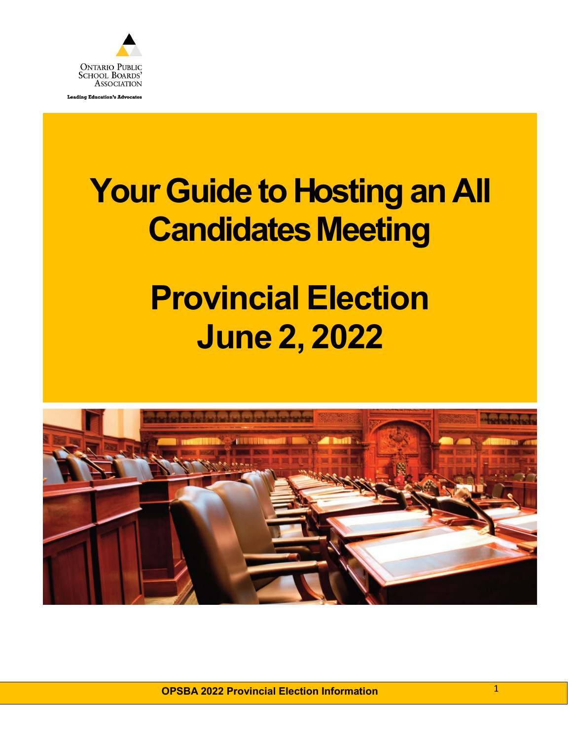Ontario Public School Boards' Association

Leading Education's Advocates

# Your Guide to Hosting an All Candidates Meeting

# Provincial Election June 2, 2022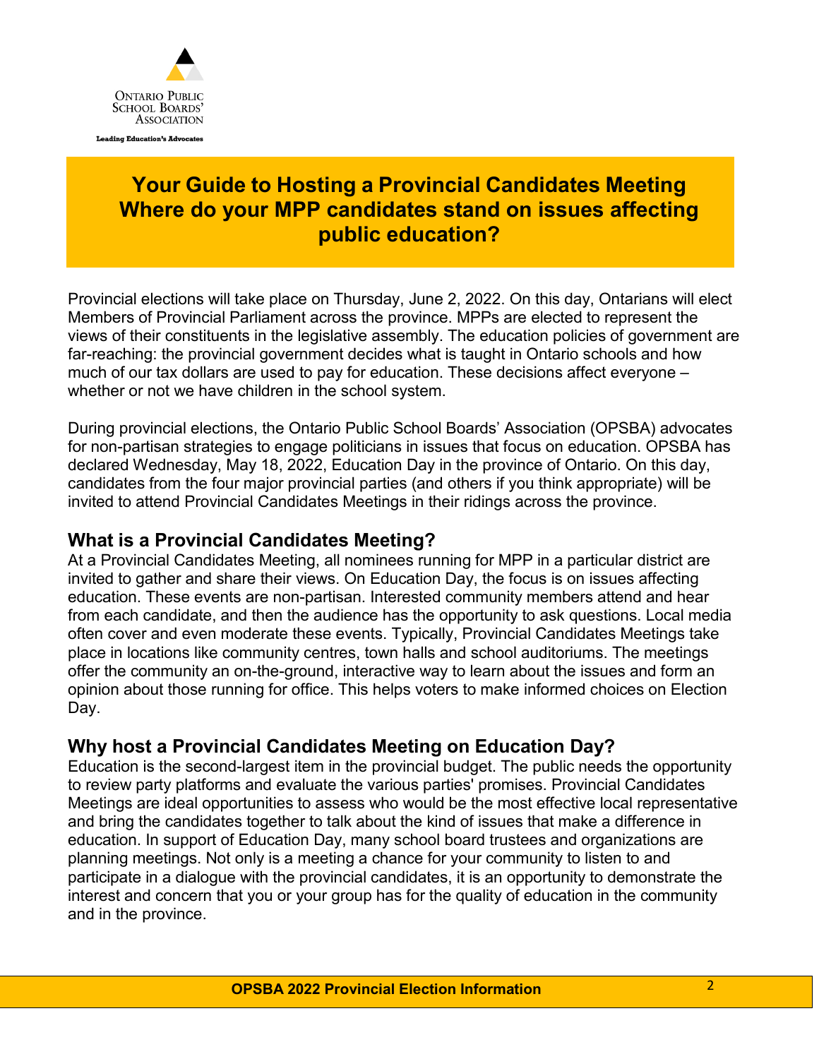Ontario Public School Boards' Association

Leading Education's Advocates

# Your Guide to Hosting a Provincial Candidates Meeting Where do your MPP candidates stand on issues affecting public education?

Provincial elections will take place on Thursday, June 2, 2022. On this day, Ontarians will elect Members of Provincial Parliament across the province. MPPs are elected to represent the views of their constituents in the legislative assembly. The education policies of government are far-reaching: the provincial government decides what is taught in Ontario schools and how much of our tax dollars are used to pay for education. These decisions affect everyone – whether or not we have children in the school system.

During provincial elections, the Ontario Public School Boards' Association (OPSBA) advocates for non-partisan strategies to engage politicians in issues that focus on education. OPSBA has declared Wednesday, May 18, 2022, Education Day in the province of Ontario. On this day, candidates from the four major provincial parties (and others if you think appropriate) will be invited to attend Provincial Candidates Meetings in their ridings across the province.

## What is a Provincial Candidates Meeting?

At a Provincial Candidates Meeting, all nominees running for MPP in a particular district are invited to gather and share their views. On Education Day, the focus is on issues affecting education. These events are non-partisan. Interested community members attend and hear from each candidate, and then the audience has the opportunity to ask questions. Local media often cover and even moderate these events. Typically, Provincial Candidates Meetings take place in locations like community centres, town halls and school auditoriums. The meetings offer the community an on-the-ground, interactive way to learn about the issues and form an opinion about those running for office. This helps voters to make informed choices on Election Day.

## Why host a Provincial Candidates Meeting on Education Day?

Education is the second-largest item in the provincial budget. The public needs the opportunity to review party platforms and evaluate the various parties' promises. Provincial Candidates Meetings are ideal opportunities to assess who would be the most effective local representative and bring the candidates together to talk about the kind of issues that make a difference in education. In support of Education Day, many school board trustees and organizations are planning meetings. Not only is a meeting a chance for your community to listen to and participate in a dialogue with the provincial candidates, it is an opportunity to demonstrate the interest and concern that you or your group has for the quality of education in the community and in the province.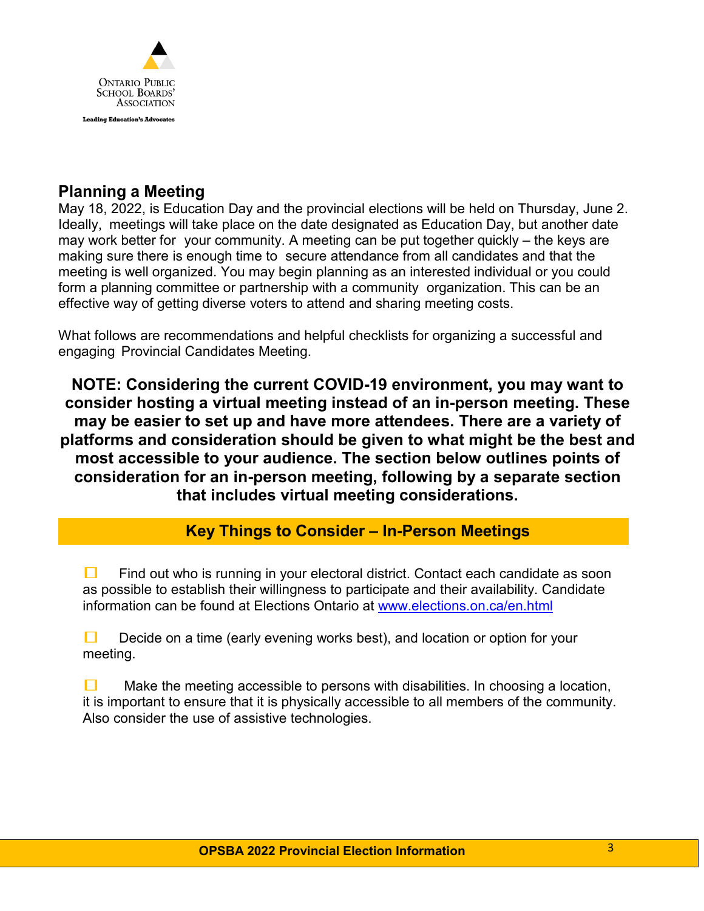## Planning a Meeting

May 18, 2022, is Education Day and the provincial elections will be held on Thursday, June 2. Ideally, meetings will take place on the date designated as Education Day, but another date may work better for your community. A meeting can be put together quickly – the keys are making sure there is enough time to secure attendance from all candidates and that the meeting is well organized. You may begin planning as an interested individual or you could form a planning committee or partnership with a community organization. This can be an effective way of getting diverse voters to attend and sharing meeting costs.

What follows are recommendations and helpful checklists for organizing a successful and engaging Provincial Candidates Meeting.

**NOTE: Considering the current COVID-19 environment, you may want to consider hosting a virtual meeting instead of an in-person meeting. These may be easier to set up and have more attendees. There are a variety of platforms and consideration should be given to what might be the best and most accessible to your audience. The section below outlines points of consideration for an in-person meeting, following by a separate section that includes virtual meeting considerations.**

### Key Things to Consider – In-Person Meetings

- ☐ Find out who is running in your electoral district. Contact each candidate as soon as possible to establish their willingness to participate and their availability. Candidate information can be found at Elections Ontario at [www.elections.on.ca/en.html](www.elections.on.ca/en.html)

- ☐ Decide on a time (early evening works best), and location or option for your meeting.

- ☐ Make the meeting accessible to persons with disabilities. In choosing a location, it is important to ensure that it is physically accessible to all members of the community. Also consider the use of assistive technologies.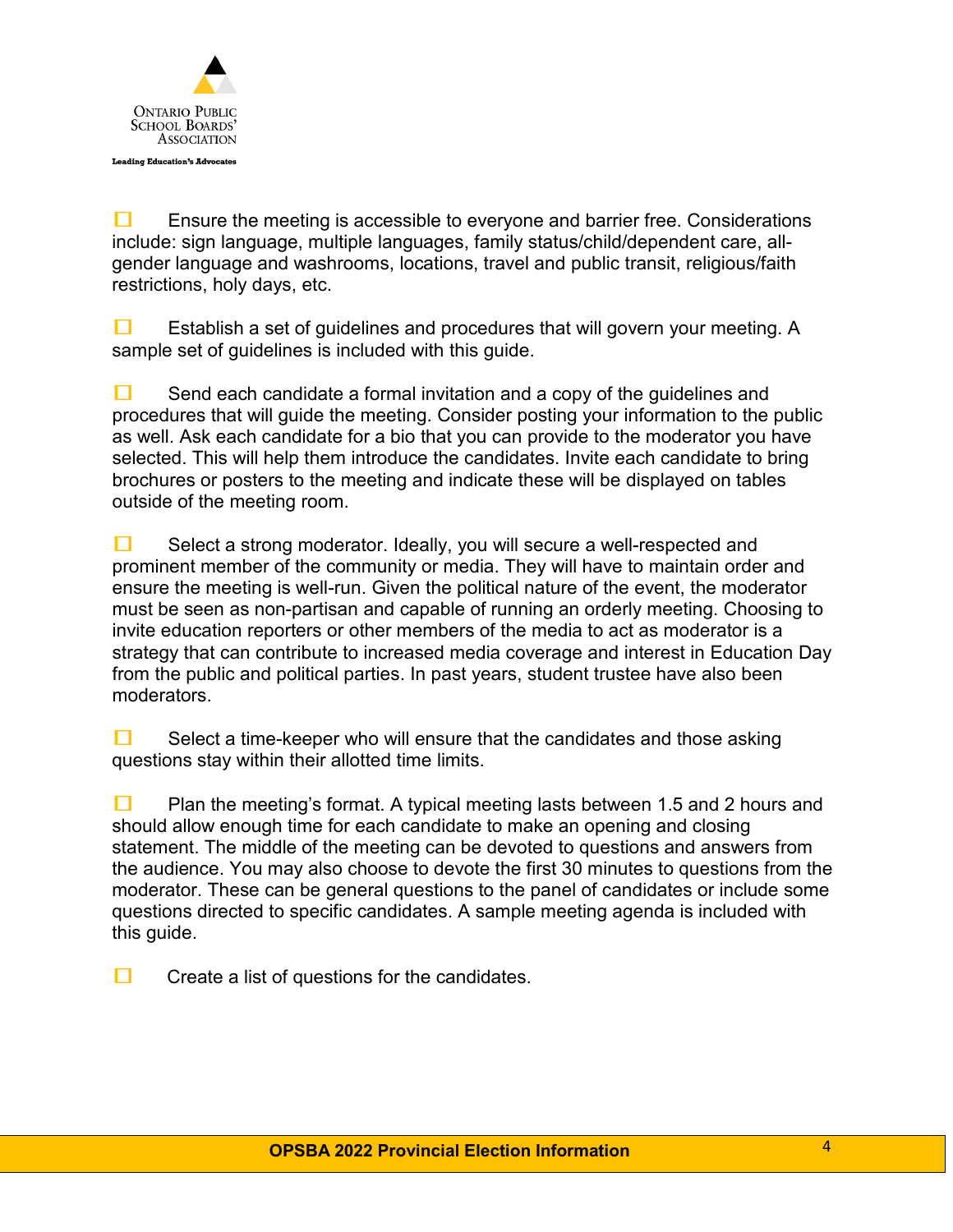- [ ] Ensure the meeting is accessible to everyone and barrier free. Considerations include: sign language, multiple languages, family status/child/dependent care, all-gender language and washrooms, locations, travel and public transit, religious/faith restrictions, holy days, etc.

- [ ] Establish a set of guidelines and procedures that will govern your meeting. A sample set of guidelines is included with this guide.

- [ ] Send each candidate a formal invitation and a copy of the guidelines and procedures that will guide the meeting. Consider posting your information to the public as well. Ask each candidate for a bio that you can provide to the moderator you have selected. This will help them introduce the candidates. Invite each candidate to bring brochures or posters to the meeting and indicate these will be displayed on tables outside of the meeting room.

- [ ] Select a strong moderator. Ideally, you will secure a well-respected and prominent member of the community or media. They will have to maintain order and ensure the meeting is well-run. Given the political nature of the event, the moderator must be seen as non-partisan and capable of running an orderly meeting. Choosing to invite education reporters or other members of the media to act as moderator is a strategy that can contribute to increased media coverage and interest in Education Day from the public and political parties. In past years, student trustee have also been moderators.

- [ ] Select a time-keeper who will ensure that the candidates and those asking questions stay within their allotted time limits.

- [ ] Plan the meeting's format. A typical meeting lasts between 1.5 and 2 hours and should allow enough time for each candidate to make an opening and closing statement. The middle of the meeting can be devoted to questions and answers from the audience. You may also choose to devote the first 30 minutes to questions from the moderator. These can be general questions to the panel of candidates or include some questions directed to specific candidates. A sample meeting agenda is included with this guide.

- [ ] Create a list of questions for the candidates.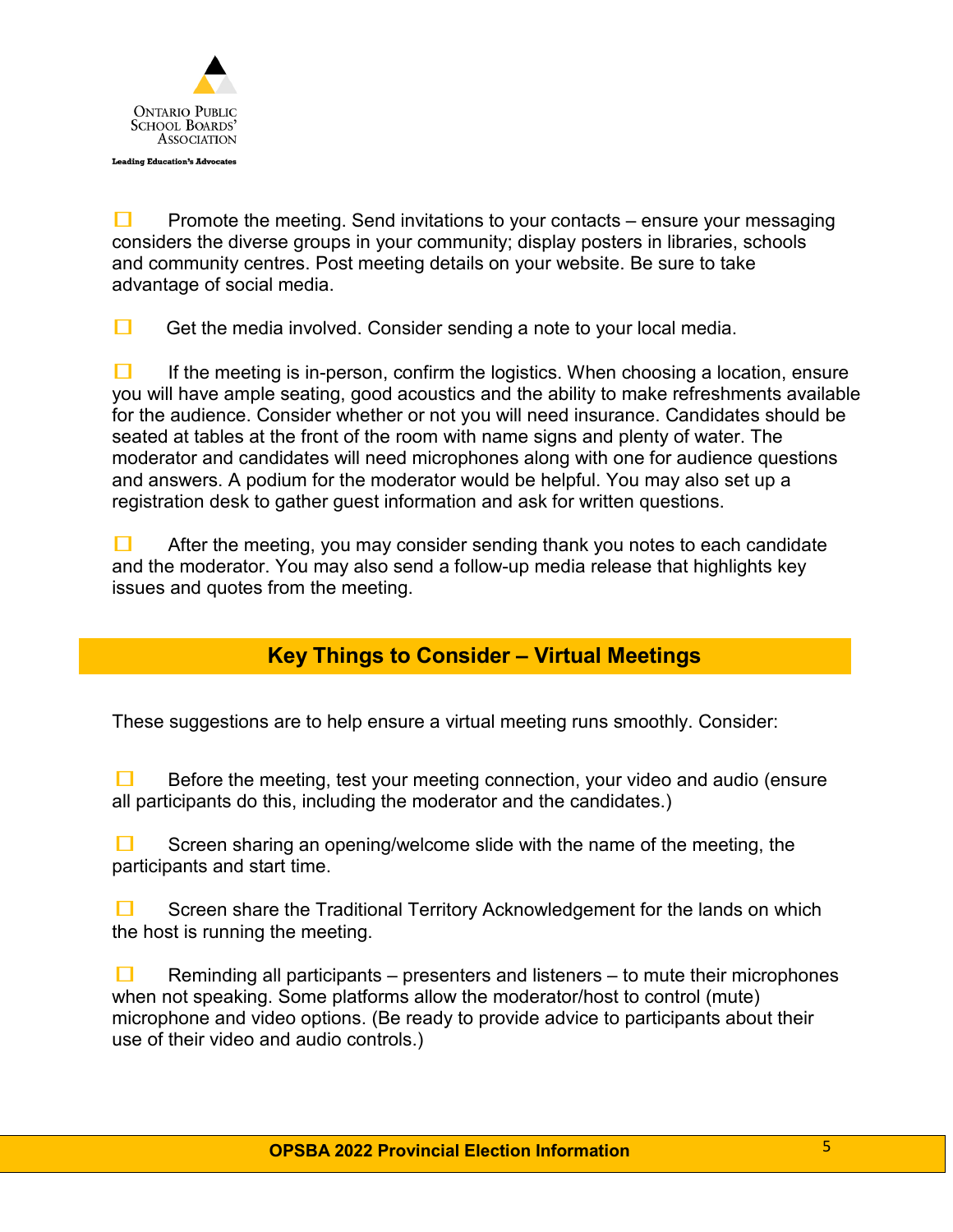- [ ] Promote the meeting. Send invitations to your contacts – ensure your messaging considers the diverse groups in your community; display posters in libraries, schools and community centres. Post meeting details on your website. Be sure to take advantage of social media.

- [ ] Get the media involved. Consider sending a note to your local media.

- [ ] If the meeting is in-person, confirm the logistics. When choosing a location, ensure you will have ample seating, good acoustics and the ability to make refreshments available for the audience. Consider whether or not you will need insurance. Candidates should be seated at tables at the front of the room with name signs and plenty of water. The moderator and candidates will need microphones along with one for audience questions and answers. A podium for the moderator would be helpful. You may also set up a registration desk to gather guest information and ask for written questions.

- [ ] After the meeting, you may consider sending thank you notes to each candidate and the moderator. You may also send a follow-up media release that highlights key issues and quotes from the meeting.

## Key Things to Consider – Virtual Meetings

These suggestions are to help ensure a virtual meeting runs smoothly. Consider:

- [ ] Before the meeting, test your meeting connection, your video and audio (ensure all participants do this, including the moderator and the candidates.)

- [ ] Screen sharing an opening/welcome slide with the name of the meeting, the participants and start time.

- [ ] Screen share the Traditional Territory Acknowledgement for the lands on which the host is running the meeting.

- [ ] Reminding all participants – presenters and listeners – to mute their microphones when not speaking. Some platforms allow the moderator/host to control (mute) microphone and video options. (Be ready to provide advice to participants about their use of their video and audio controls.)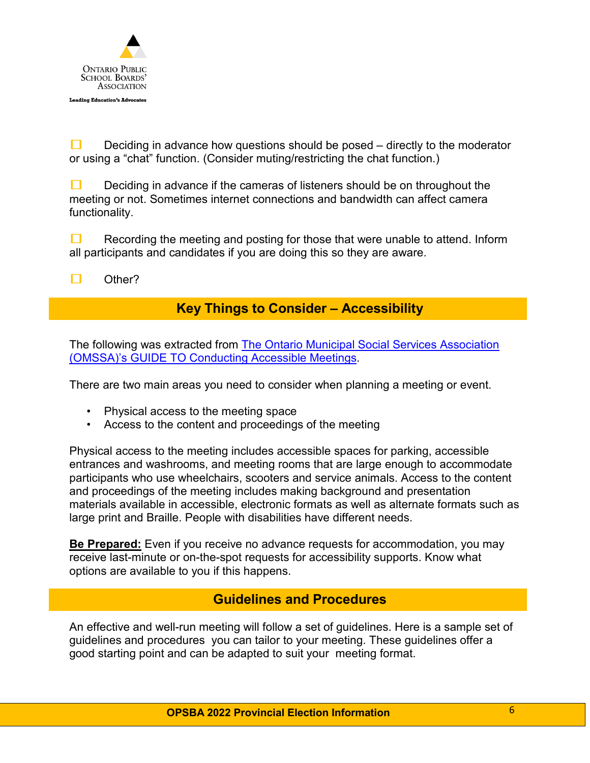- [ ] Deciding in advance how questions should be posed – directly to the moderator or using a "chat" function. (Consider muting/restricting the chat function.)

- [ ] Deciding in advance if the cameras of listeners should be on throughout the meeting or not. Sometimes internet connections and bandwidth can affect camera functionality.

- [ ] Recording the meeting and posting for those that were unable to attend. Inform all participants and candidates if you are doing this so they are aware.

- [ ] Other?

## Key Things to Consider – Accessibility

The following was extracted from [The Ontario Municipal Social Services Association (OMSSA)'s GUIDE TO Conducting Accessible Meetings]().

There are two main areas you need to consider when planning a meeting or event.

- Physical access to the meeting space
- Access to the content and proceedings of the meeting

Physical access to the meeting includes accessible spaces for parking, accessible entrances and washrooms, and meeting rooms that are large enough to accommodate participants who use wheelchairs, scooters and service animals. Access to the content and proceedings of the meeting includes making background and presentation materials available in accessible, electronic formats as well as alternate formats such as large print and Braille. People with disabilities have different needs.

**Be Prepared:** Even if you receive no advance requests for accommodation, you may receive last-minute or on-the-spot requests for accessibility supports. Know what options are available to you if this happens.

## Guidelines and Procedures

An effective and well-run meeting will follow a set of guidelines. Here is a sample set of guidelines and procedures you can tailor to your meeting. These guidelines offer a good starting point and can be adapted to suit your meeting format.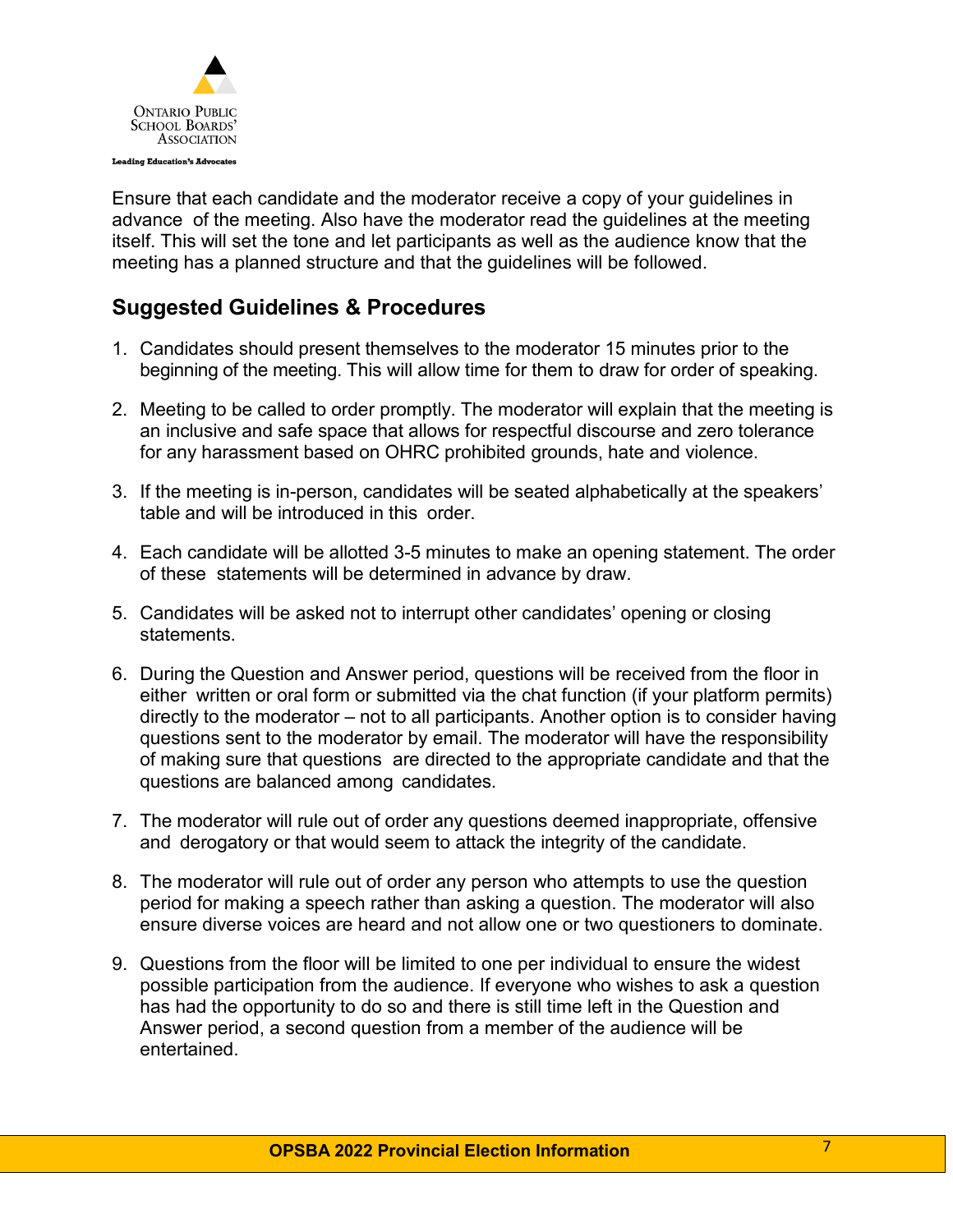Ensure that each candidate and the moderator receive a copy of your guidelines in advance of the meeting. Also have the moderator read the guidelines at the meeting itself. This will set the tone and let participants as well as the audience know that the meeting has a planned structure and that the guidelines will be followed.

## Suggested Guidelines & Procedures

1. Candidates should present themselves to the moderator 15 minutes prior to the beginning of the meeting. This will allow time for them to draw for order of speaking.

2. Meeting to be called to order promptly. The moderator will explain that the meeting is an inclusive and safe space that allows for respectful discourse and zero tolerance for any harassment based on OHRC prohibited grounds, hate and violence.

3. If the meeting is in-person, candidates will be seated alphabetically at the speakers' table and will be introduced in this order.

4. Each candidate will be allotted 3-5 minutes to make an opening statement. The order of these statements will be determined in advance by draw.

5. Candidates will be asked not to interrupt other candidates' opening or closing statements.

6. During the Question and Answer period, questions will be received from the floor in either written or oral form or submitted via the chat function (if your platform permits) directly to the moderator – not to all participants. Another option is to consider having questions sent to the moderator by email. The moderator will have the responsibility of making sure that questions are directed to the appropriate candidate and that the questions are balanced among candidates.

7. The moderator will rule out of order any questions deemed inappropriate, offensive and derogatory or that would seem to attack the integrity of the candidate.

8. The moderator will rule out of order any person who attempts to use the question period for making a speech rather than asking a question. The moderator will also ensure diverse voices are heard and not allow one or two questioners to dominate.

9. Questions from the floor will be limited to one per individual to ensure the widest possible participation from the audience. If everyone who wishes to ask a question has had the opportunity to do so and there is still time left in the Question and Answer period, a second question from a member of the audience will be entertained.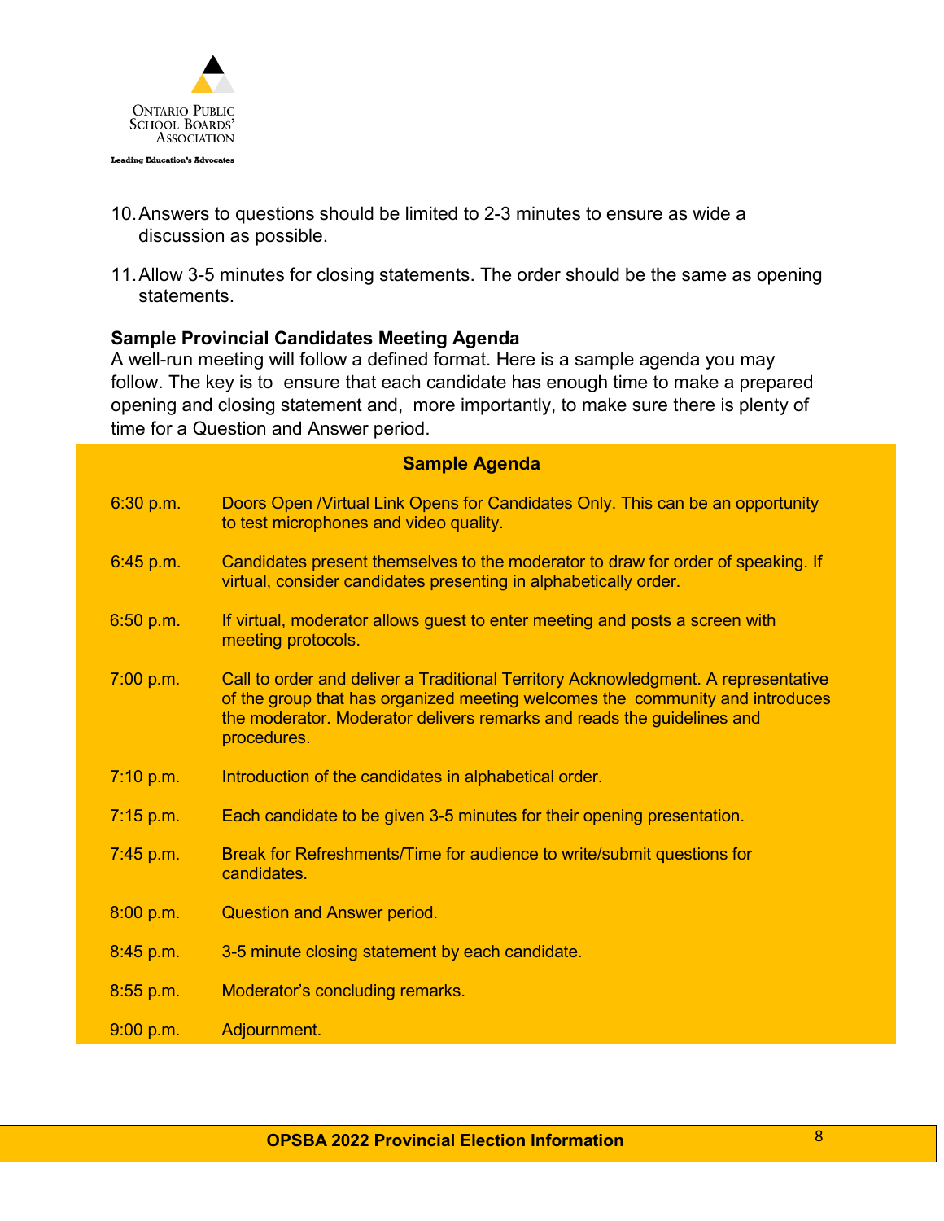10. Answers to questions should be limited to 2-3 minutes to ensure as wide a discussion as possible.

11. Allow 3-5 minutes for closing statements. The order should be the same as opening statements.

**Sample Provincial Candidates Meeting Agenda**

A well-run meeting will follow a defined format. Here is a sample agenda you may follow. The key is to ensure that each candidate has enough time to make a prepared opening and closing statement and, more importantly, to make sure there is plenty of time for a Question and Answer period.

| Sample Agenda | |
|---|---|
| 6:30 p.m. | Doors Open /Virtual Link Opens for Candidates Only. This can be an opportunity to test microphones and video quality. |
| 6:45 p.m. | Candidates present themselves to the moderator to draw for order of speaking. If virtual, consider candidates presenting in alphabetically order. |
| 6:50 p.m. | If virtual, moderator allows guest to enter meeting and posts a screen with meeting protocols. |
| 7:00 p.m. | Call to order and deliver a Traditional Territory Acknowledgment. A representative of the group that has organized meeting welcomes the community and introduces the moderator. Moderator delivers remarks and reads the guidelines and procedures. |
| 7:10 p.m. | Introduction of the candidates in alphabetical order. |
| 7:15 p.m. | Each candidate to be given 3-5 minutes for their opening presentation. |
| 7:45 p.m. | Break for Refreshments/Time for audience to write/submit questions for candidates. |
| 8:00 p.m. | Question and Answer period. |
| 8:45 p.m. | 3-5 minute closing statement by each candidate. |
| 8:55 p.m. | Moderator's concluding remarks. |
| 9:00 p.m. | Adjournment. |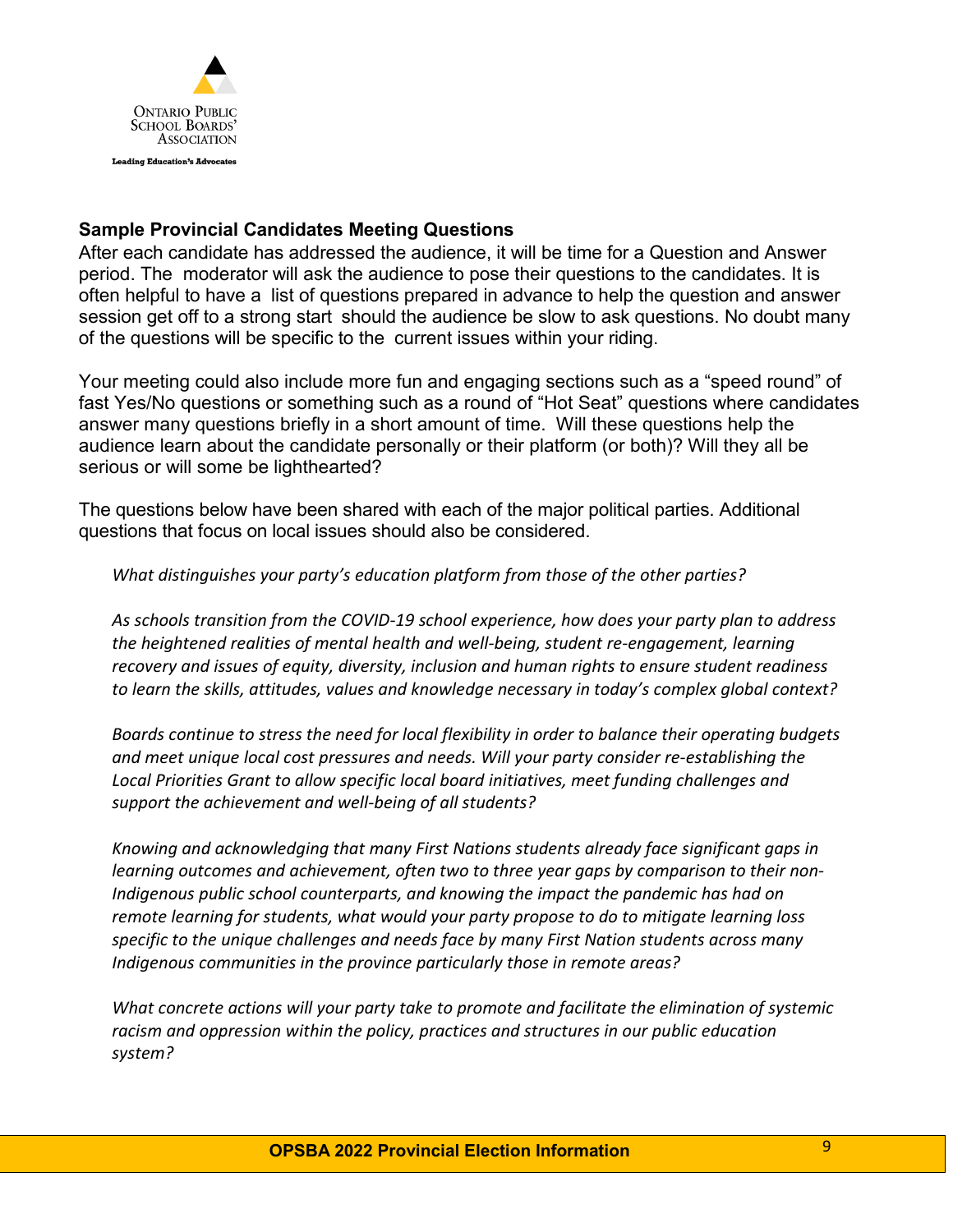Ontario Public School Boards' Association

Leading Education's Advocates

## Sample Provincial Candidates Meeting Questions

After each candidate has addressed the audience, it will be time for a Question and Answer period. The moderator will ask the audience to pose their questions to the candidates. It is often helpful to have a list of questions prepared in advance to help the question and answer session get off to a strong start should the audience be slow to ask questions. No doubt many of the questions will be specific to the current issues within your riding.

Your meeting could also include more fun and engaging sections such as a "speed round" of fast Yes/No questions or something such as a round of "Hot Seat" questions where candidates answer many questions briefly in a short amount of time. Will these questions help the audience learn about the candidate personally or their platform (or both)? Will they all be serious or will some be lighthearted?

The questions below have been shared with each of the major political parties. Additional questions that focus on local issues should also be considered.

*What distinguishes your party's education platform from those of the other parties?*

*As schools transition from the COVID-19 school experience, how does your party plan to address the heightened realities of mental health and well-being, student re-engagement, learning recovery and issues of equity, diversity, inclusion and human rights to ensure student readiness to learn the skills, attitudes, values and knowledge necessary in today's complex global context?*

*Boards continue to stress the need for local flexibility in order to balance their operating budgets and meet unique local cost pressures and needs. Will your party consider re-establishing the Local Priorities Grant to allow specific local board initiatives, meet funding challenges and support the achievement and well-being of all students?*

*Knowing and acknowledging that many First Nations students already face significant gaps in learning outcomes and achievement, often two to three year gaps by comparison to their non-Indigenous public school counterparts, and knowing the impact the pandemic has had on remote learning for students, what would your party propose to do to mitigate learning loss specific to the unique challenges and needs face by many First Nation students across many Indigenous communities in the province particularly those in remote areas?*

*What concrete actions will your party take to promote and facilitate the elimination of systemic racism and oppression within the policy, practices and structures in our public education system?*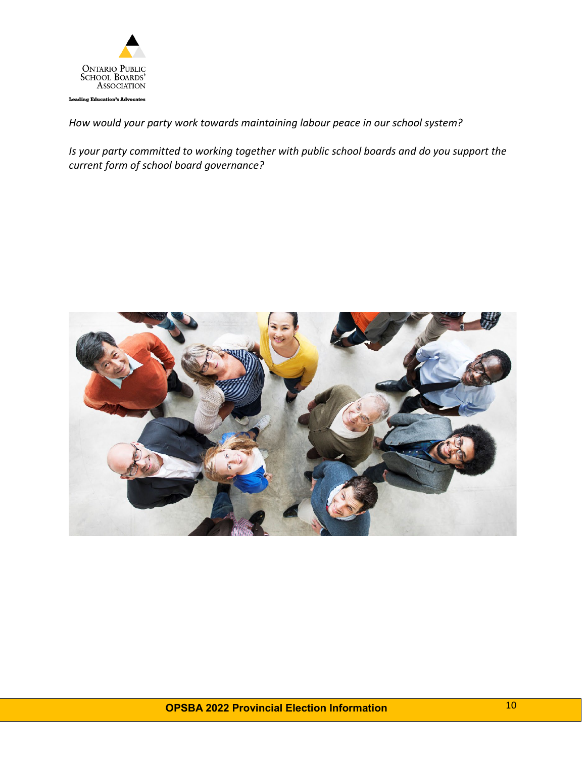*How would your party work towards maintaining labour peace in our school system?*

*Is your party committed to working together with public school boards and do you support the current form of school board governance?*